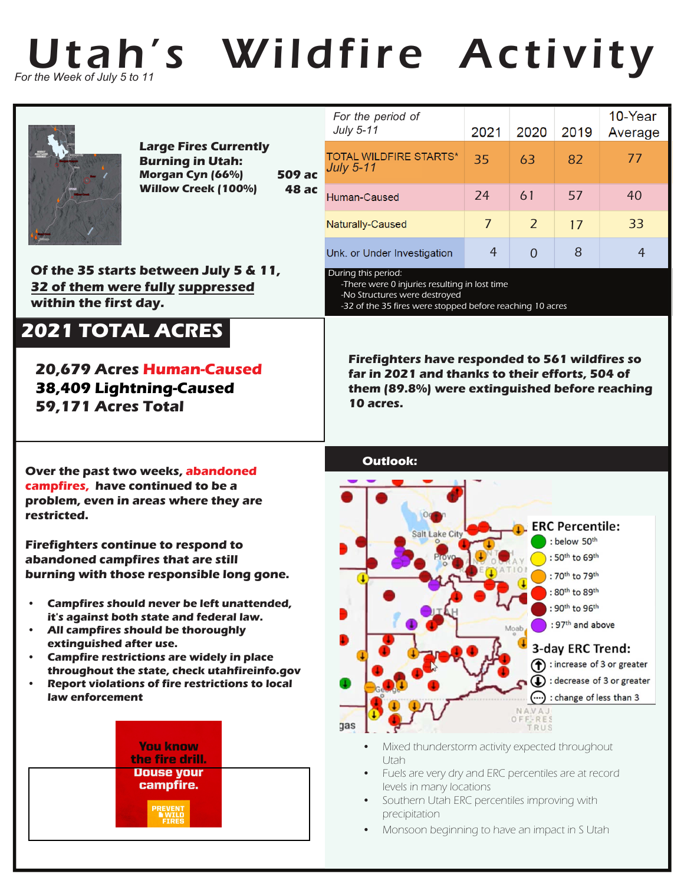# Utah's Wildfire Activity

*For the Week of July 5 to 11*

**Large Fires Currently Burning in Utah:**

**Morgan Cyn (66%) 509 ac**

**Willow Creek (100%) 48 ac**

**Of the 35 starts between July 5 & 11, 32 of them were fully suppressed within the first day.**

| *For the period of July 5-11* | 2021 | 2020 | 2019 | 10-Year Average |
|---|---|---|---|---|
| TOTAL WILDFIRE STARTS* *July 5-11* | 35 | 63 | 82 | 77 |
| Human-Caused | 24 | 61 | 57 | 40 |
| Naturally-Caused | 7 | 2 | 17 | 33 |
| Unk. or Under Investigation | 4 | 0 | 8 | 4 |

During this period:
- -There were 0 injuries resulting in lost time
- -No Structures were destroyed
- -32 of the 35 fires were stopped before reaching 10 acres

## 2021 TOTAL ACRES

**20,679 Acres Human-Caused**
**38,409 Lightning-Caused**
**59,171 Acres Total**

**Firefighters have responded to 561 wildfires so far in 2021 and thanks to their efforts, 504 of them (89.8%) were extinguished before reaching 10 acres.**

**Over the past two weeks, abandoned campfires, have continued to be a problem, even in areas where they are restricted.**

**Firefighters continue to respond to abandoned campfires that are still burning with those responsible long gone.**

- ***Campfires should never be left unattended, it's against both state and federal law.***
- ***All campfires should be thoroughly extinguished after use.***
- ***Campfire restrictions are widely in place throughout the state, check utahfireinfo.gov***
- ***Report violations of fire restrictions to local law enforcement***

You know the fire drill. Douse your campfire. PREVENT WILD FIRES

## Outlook:

ERC Percentile:
- : below 50th
- : 50th to 69th
- : 70th to 79th
- : 80th to 89th
- : 90th to 96th
- : 97th and above

3-day ERC Trend:
- : increase of 3 or greater
- : decrease of 3 or greater
- : change of less than 3

- Mixed thunderstorm activity expected throughout Utah
- Fuels are very dry and ERC percentiles are at record levels in many locations
- Southern Utah ERC percentiles improving with precipitation
- Monsoon beginning to have an impact in S Utah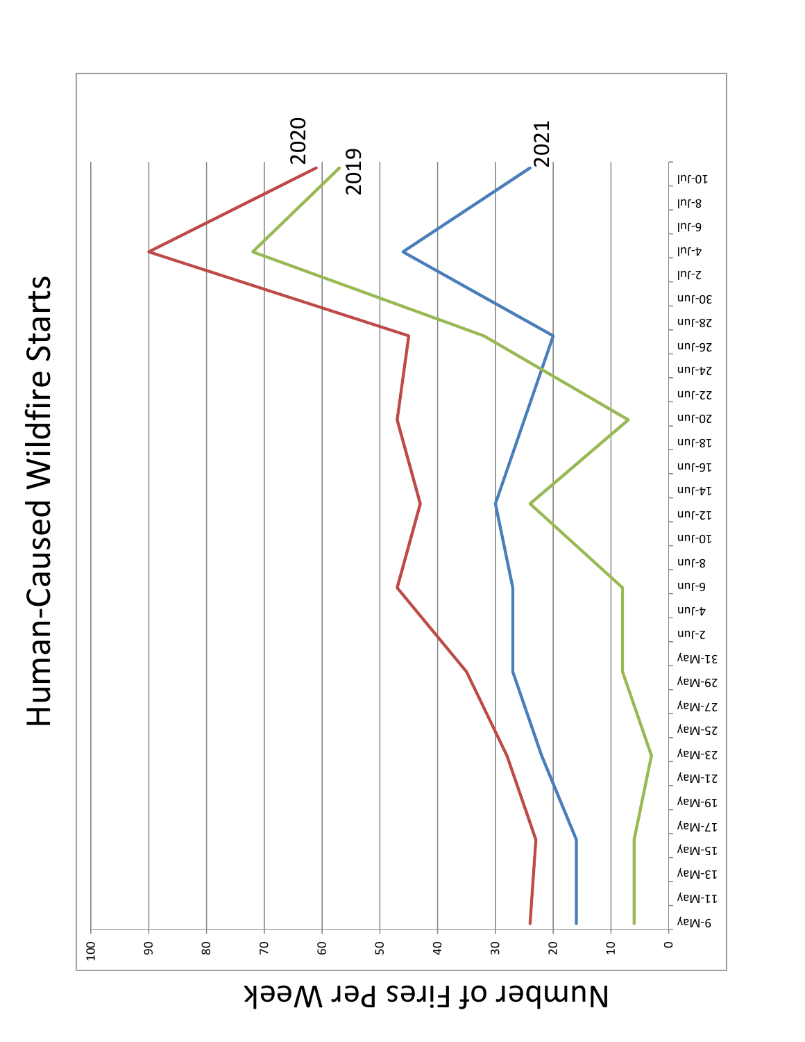# Human-Caused Wildfire Starts

Number of Fires Per Week

| Week | 2019 | 2020 | 2021 |
|---|---|---|---|
| 9-May | 6 | 24 | 16 |
| 16-May | 6 | 23 | 16 |
| 23-May | 3 | 28 | 22 |
| 30-May | 8 | 35 | 27 |
| 6-Jun | 8 | 47 | 27 |
| 13-Jun | 24 | 43 | 30 |
| 20-Jun | 7 | 47 | 25 |
| 27-Jun | 32 | 45 | 20 |
| 4-Jul | 72 | 90 | 46 |
| 11-Jul | 57 | 61 | 24 |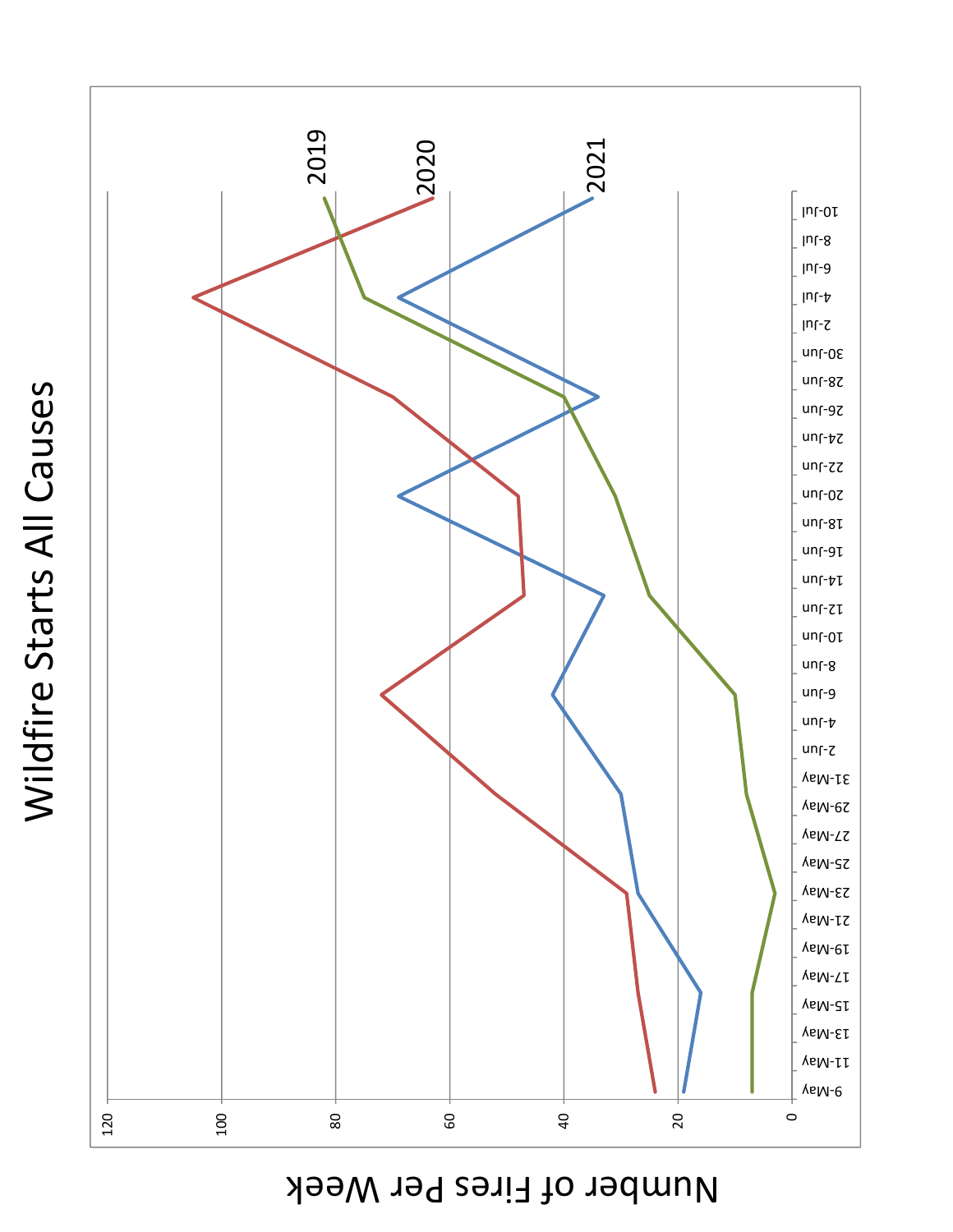# Wildfire Starts All Causes

Number of Fires Per Week

0
20
40
60
80
100
120

9-May
11-May
13-May
15-May
17-May
19-May
21-May
23-May
25-May
27-May
29-May
31-May
2-Jun
4-Jun
6-Jun
8-Jun
10-Jun
12-Jun
14-Jun
16-Jun
18-Jun
20-Jun
22-Jun
24-Jun
26-Jun
28-Jun
30-Jun
2-Jul
4-Jul
6-Jul
8-Jul
10-Jul

2019
2020
2021